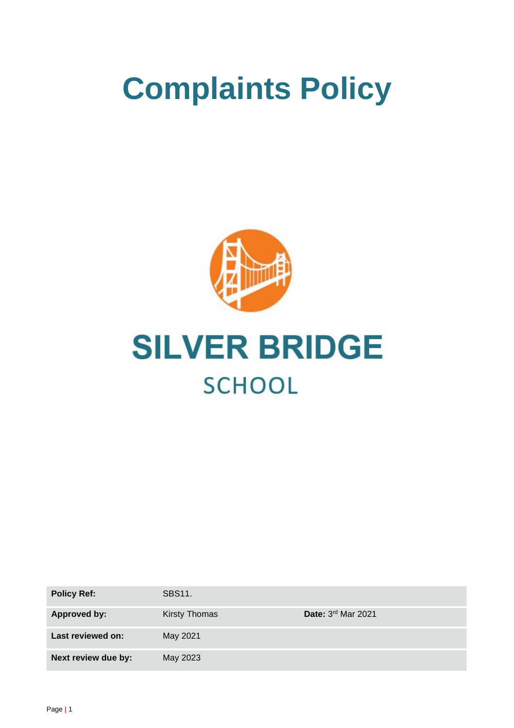# Complaints Policy

**SILVER BRIDGE**
SCHOOL

| **Policy Ref:** | SBS11. | |
|---|---|---|
| **Approved by:** | Kirsty Thomas | **Date:** 3rd Mar 2021 |
| **Last reviewed on:** | May 2021 | |
| **Next review due by:** | May 2023 | |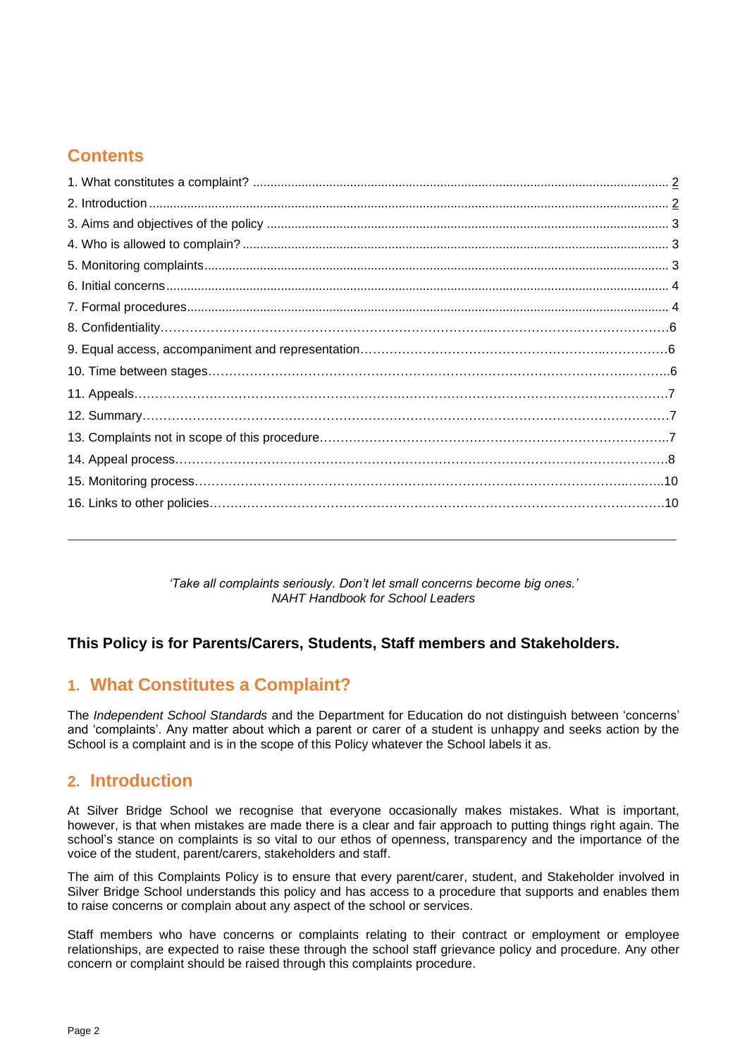## Contents

1. What constitutes a complaint? ........................................................................................................ 2
2. Introduction ........................................................................................................................................ 2
3. Aims and objectives of the policy ..................................................................................................... 3
4. Who is allowed to complain? ............................................................................................................ 3
5. Monitoring complaints ....................................................................................................................... 3
6. Initial concerns ................................................................................................................................... 4
7. Formal procedures ............................................................................................................................. 4
8. Confidentiality……………………………………………………………………..……………………………………6
9. Equal access, accompaniment and representation…………………………………………………...……………6
10. Time between stages……………………………………………………………………………………….……….6
11. Appeals…………………………………………………….……………………………………………………7
12. Summary…………………………………………………………………………………………………………7
13. Complaints not in scope of this procedure………………………………………………………………….….7
14. Appeal process………………………………………………………………………………………………………8
15. Monitoring process…………………………………………………………………………………………..……..10
16. Links to other policies…………………………………………………………………………………………10

---

*'Take all complaints seriously. Don't let small concerns become big ones.'*
*NAHT Handbook for School Leaders*

**This Policy is for Parents/Carers, Students, Staff members and Stakeholders.**

## 1. What Constitutes a Complaint?

The *Independent School Standards* and the Department for Education do not distinguish between 'concerns' and 'complaints'. Any matter about which a parent or carer of a student is unhappy and seeks action by the School is a complaint and is in the scope of this Policy whatever the School labels it as.

## 2. Introduction

At Silver Bridge School we recognise that everyone occasionally makes mistakes. What is important, however, is that when mistakes are made there is a clear and fair approach to putting things right again. The school's stance on complaints is so vital to our ethos of openness, transparency and the importance of the voice of the student, parent/carers, stakeholders and staff.

The aim of this Complaints Policy is to ensure that every parent/carer, student, and Stakeholder involved in Silver Bridge School understands this policy and has access to a procedure that supports and enables them to raise concerns or complain about any aspect of the school or services.

Staff members who have concerns or complaints relating to their contract or employment or employee relationships, are expected to raise these through the school staff grievance policy and procedure. Any other concern or complaint should be raised through this complaints procedure.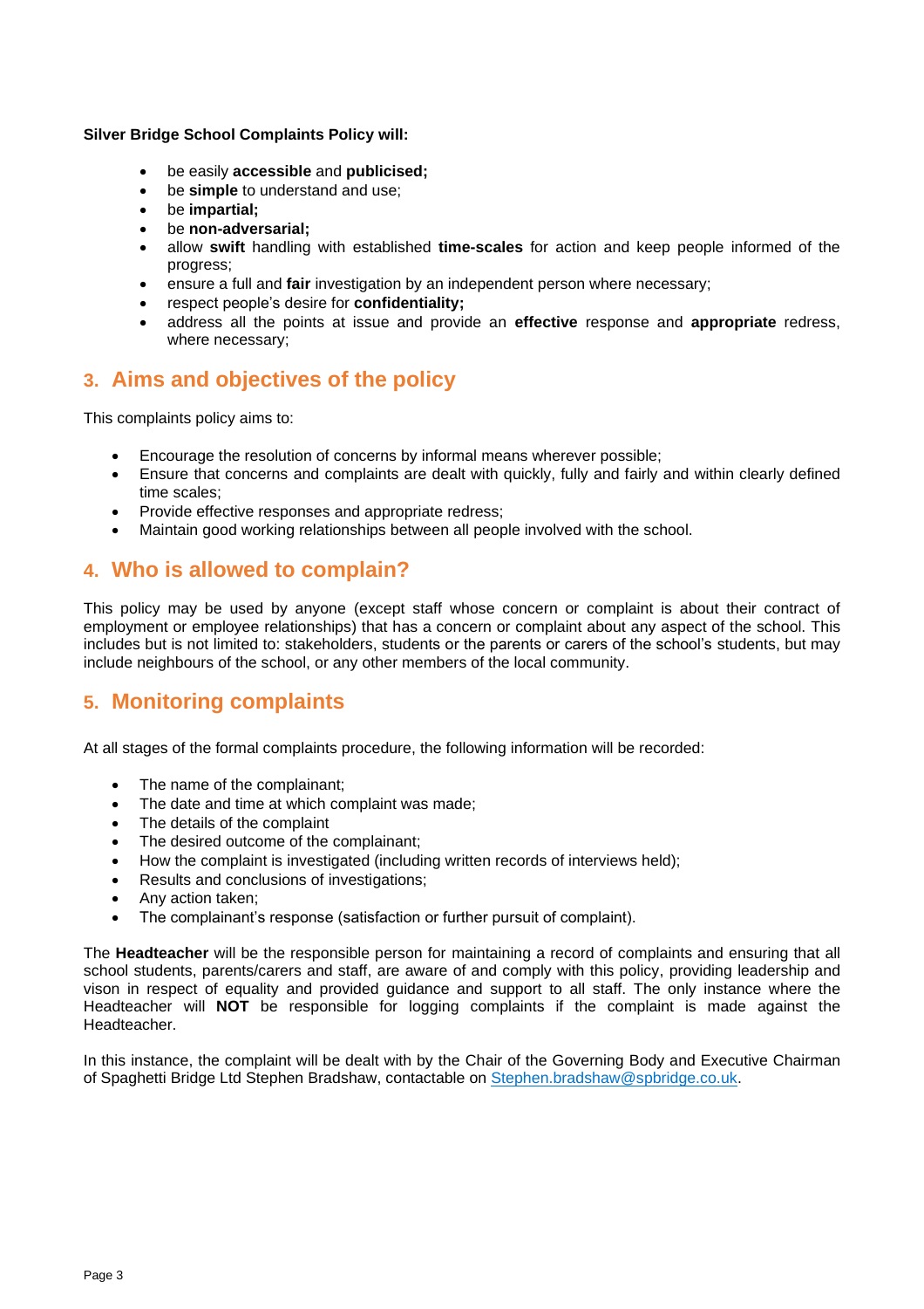**Silver Bridge School Complaints Policy will:**

- be easily **accessible** and **publicised;**
- be **simple** to understand and use;
- be **impartial;**
- be **non-adversarial;**
- allow **swift** handling with established **time-scales** for action and keep people informed of the progress;
- ensure a full and **fair** investigation by an independent person where necessary;
- respect people's desire for **confidentiality;**
- address all the points at issue and provide an **effective** response and **appropriate** redress, where necessary;

## 3. Aims and objectives of the policy

This complaints policy aims to:

- Encourage the resolution of concerns by informal means wherever possible;
- Ensure that concerns and complaints are dealt with quickly, fully and fairly and within clearly defined time scales;
- Provide effective responses and appropriate redress;
- Maintain good working relationships between all people involved with the school.

## 4. Who is allowed to complain?

This policy may be used by anyone (except staff whose concern or complaint is about their contract of employment or employee relationships) that has a concern or complaint about any aspect of the school. This includes but is not limited to: stakeholders, students or the parents or carers of the school's students, but may include neighbours of the school, or any other members of the local community.

## 5. Monitoring complaints

At all stages of the formal complaints procedure, the following information will be recorded:

- The name of the complainant;
- The date and time at which complaint was made;
- The details of the complaint
- The desired outcome of the complainant;
- How the complaint is investigated (including written records of interviews held);
- Results and conclusions of investigations;
- Any action taken;
- The complainant's response (satisfaction or further pursuit of complaint).

The **Headteacher** will be the responsible person for maintaining a record of complaints and ensuring that all school students, parents/carers and staff, are aware of and comply with this policy, providing leadership and vison in respect of equality and provided guidance and support to all staff. The only instance where the Headteacher will **NOT** be responsible for logging complaints if the complaint is made against the Headteacher.

In this instance, the complaint will be dealt with by the Chair of the Governing Body and Executive Chairman of Spaghetti Bridge Ltd Stephen Bradshaw, contactable on Stephen.bradshaw@spbridge.co.uk.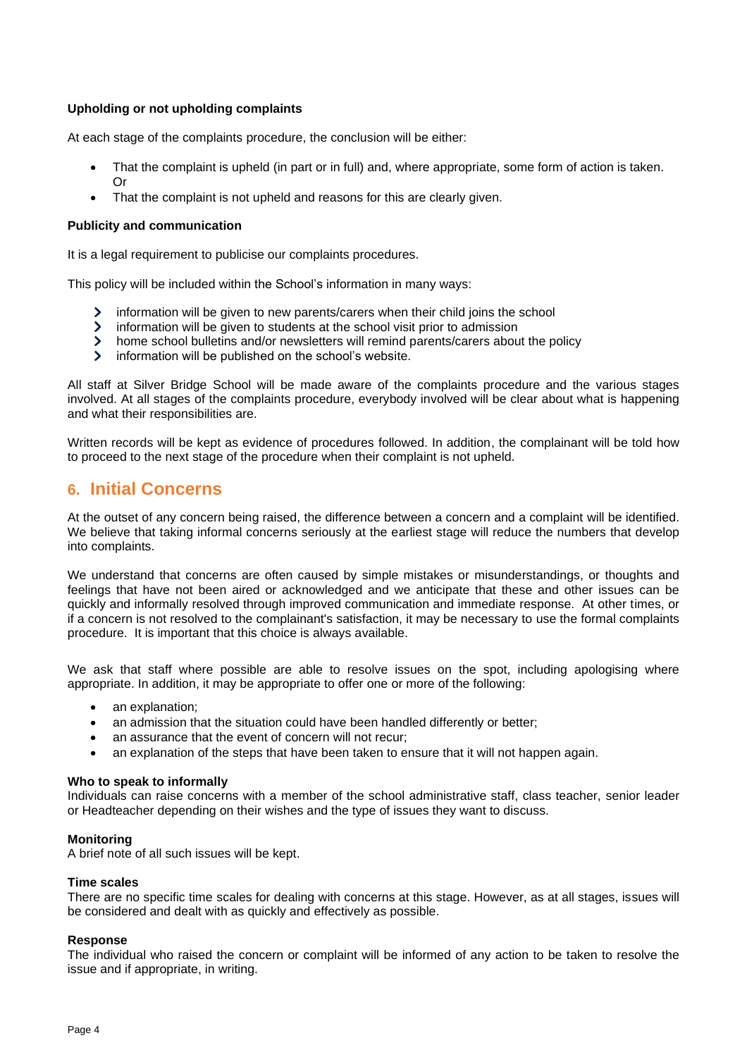**Upholding or not upholding complaints**

At each stage of the complaints procedure, the conclusion will be either:

- That the complaint is upheld (in part or in full) and, where appropriate, some form of action is taken. Or
- That the complaint is not upheld and reasons for this are clearly given.

**Publicity and communication**

It is a legal requirement to publicise our complaints procedures.

This policy will be included within the School's information in many ways:

- information will be given to new parents/carers when their child joins the school
- information will be given to students at the school visit prior to admission
- home school bulletins and/or newsletters will remind parents/carers about the policy
- information will be published on the school's website.

All staff at Silver Bridge School will be made aware of the complaints procedure and the various stages involved. At all stages of the complaints procedure, everybody involved will be clear about what is happening and what their responsibilities are.

Written records will be kept as evidence of procedures followed. In addition, the complainant will be told how to proceed to the next stage of the procedure when their complaint is not upheld.

## 6. Initial Concerns

At the outset of any concern being raised, the difference between a concern and a complaint will be identified. We believe that taking informal concerns seriously at the earliest stage will reduce the numbers that develop into complaints.

We understand that concerns are often caused by simple mistakes or misunderstandings, or thoughts and feelings that have not been aired or acknowledged and we anticipate that these and other issues can be quickly and informally resolved through improved communication and immediate response. At other times, or if a concern is not resolved to the complainant's satisfaction, it may be necessary to use the formal complaints procedure. It is important that this choice is always available.

We ask that staff where possible are able to resolve issues on the spot, including apologising where appropriate. In addition, it may be appropriate to offer one or more of the following:

- an explanation;
- an admission that the situation could have been handled differently or better;
- an assurance that the event of concern will not recur;
- an explanation of the steps that have been taken to ensure that it will not happen again.

**Who to speak to informally**
Individuals can raise concerns with a member of the school administrative staff, class teacher, senior leader or Headteacher depending on their wishes and the type of issues they want to discuss.

**Monitoring**
A brief note of all such issues will be kept.

**Time scales**
There are no specific time scales for dealing with concerns at this stage. However, as at all stages, issues will be considered and dealt with as quickly and effectively as possible.

**Response**
The individual who raised the concern or complaint will be informed of any action to be taken to resolve the issue and if appropriate, in writing.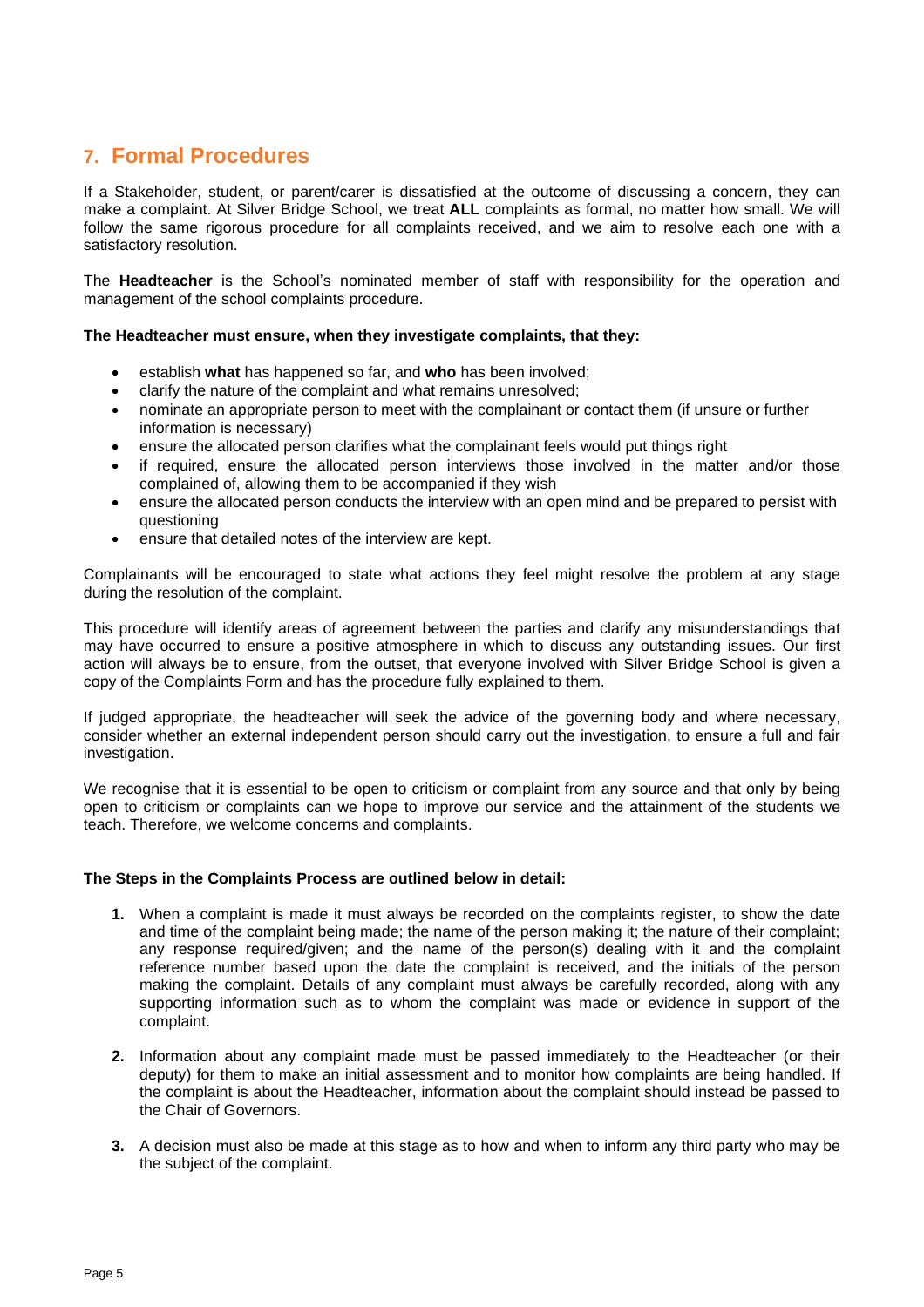## 7. Formal Procedures

If a Stakeholder, student, or parent/carer is dissatisfied at the outcome of discussing a concern, they can make a complaint. At Silver Bridge School, we treat **ALL** complaints as formal, no matter how small. We will follow the same rigorous procedure for all complaints received, and we aim to resolve each one with a satisfactory resolution.

The **Headteacher** is the School's nominated member of staff with responsibility for the operation and management of the school complaints procedure.

**The Headteacher must ensure, when they investigate complaints, that they:**

- establish **what** has happened so far, and **who** has been involved;
- clarify the nature of the complaint and what remains unresolved;
- nominate an appropriate person to meet with the complainant or contact them (if unsure or further information is necessary)
- ensure the allocated person clarifies what the complainant feels would put things right
- if required, ensure the allocated person interviews those involved in the matter and/or those complained of, allowing them to be accompanied if they wish
- ensure the allocated person conducts the interview with an open mind and be prepared to persist with questioning
- ensure that detailed notes of the interview are kept.

Complainants will be encouraged to state what actions they feel might resolve the problem at any stage during the resolution of the complaint.

This procedure will identify areas of agreement between the parties and clarify any misunderstandings that may have occurred to ensure a positive atmosphere in which to discuss any outstanding issues. Our first action will always be to ensure, from the outset, that everyone involved with Silver Bridge School is given a copy of the Complaints Form and has the procedure fully explained to them.

If judged appropriate, the headteacher will seek the advice of the governing body and where necessary, consider whether an external independent person should carry out the investigation, to ensure a full and fair investigation.

We recognise that it is essential to be open to criticism or complaint from any source and that only by being open to criticism or complaints can we hope to improve our service and the attainment of the students we teach. Therefore, we welcome concerns and complaints.

**The Steps in the Complaints Process are outlined below in detail:**

1. When a complaint is made it must always be recorded on the complaints register, to show the date and time of the complaint being made; the name of the person making it; the nature of their complaint; any response required/given; and the name of the person(s) dealing with it and the complaint reference number based upon the date the complaint is received, and the initials of the person making the complaint. Details of any complaint must always be carefully recorded, along with any supporting information such as to whom the complaint was made or evidence in support of the complaint.

2. Information about any complaint made must be passed immediately to the Headteacher (or their deputy) for them to make an initial assessment and to monitor how complaints are being handled. If the complaint is about the Headteacher, information about the complaint should instead be passed to the Chair of Governors.

3. A decision must also be made at this stage as to how and when to inform any third party who may be the subject of the complaint.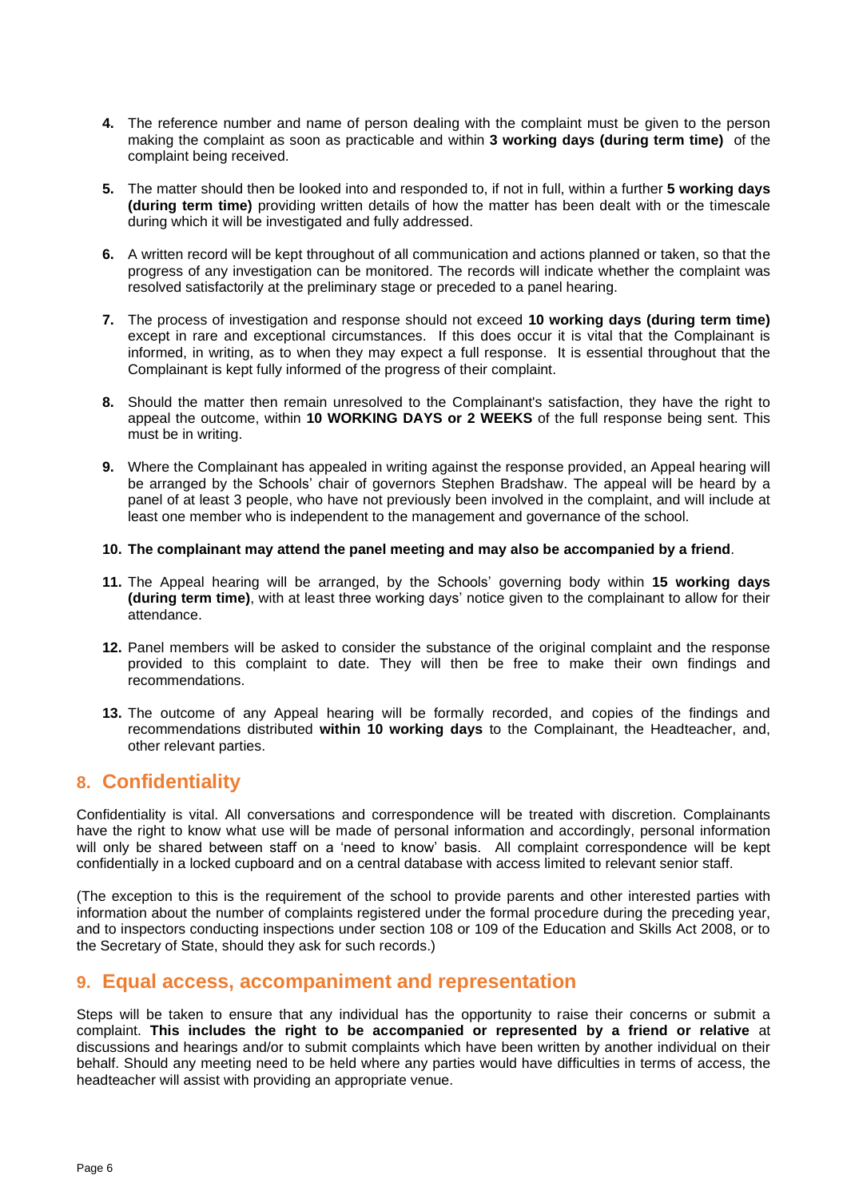4. The reference number and name of person dealing with the complaint must be given to the person making the complaint as soon as practicable and within **3 working days (during term time)** of the complaint being received.

5. The matter should then be looked into and responded to, if not in full, within a further **5 working days (during term time)** providing written details of how the matter has been dealt with or the timescale during which it will be investigated and fully addressed.

6. A written record will be kept throughout of all communication and actions planned or taken, so that the progress of any investigation can be monitored. The records will indicate whether the complaint was resolved satisfactorily at the preliminary stage or preceded to a panel hearing.

7. The process of investigation and response should not exceed **10 working days (during term time)** except in rare and exceptional circumstances. If this does occur it is vital that the Complainant is informed, in writing, as to when they may expect a full response. It is essential throughout that the Complainant is kept fully informed of the progress of their complaint.

8. Should the matter then remain unresolved to the Complainant's satisfaction, they have the right to appeal the outcome, within **10 WORKING DAYS or 2 WEEKS** of the full response being sent. This must be in writing.

9. Where the Complainant has appealed in writing against the response provided, an Appeal hearing will be arranged by the Schools' chair of governors Stephen Bradshaw. The appeal will be heard by a panel of at least 3 people, who have not previously been involved in the complaint, and will include at least one member who is independent to the management and governance of the school.

10. **The complainant may attend the panel meeting and may also be accompanied by a friend**.

11. The Appeal hearing will be arranged, by the Schools' governing body within **15 working days (during term time)**, with at least three working days' notice given to the complainant to allow for their attendance.

12. Panel members will be asked to consider the substance of the original complaint and the response provided to this complaint to date. They will then be free to make their own findings and recommendations.

13. The outcome of any Appeal hearing will be formally recorded, and copies of the findings and recommendations distributed **within 10 working days** to the Complainant, the Headteacher, and, other relevant parties.

## 8. Confidentiality

Confidentiality is vital. All conversations and correspondence will be treated with discretion. Complainants have the right to know what use will be made of personal information and accordingly, personal information will only be shared between staff on a 'need to know' basis. All complaint correspondence will be kept confidentially in a locked cupboard and on a central database with access limited to relevant senior staff.

(The exception to this is the requirement of the school to provide parents and other interested parties with information about the number of complaints registered under the formal procedure during the preceding year, and to inspectors conducting inspections under section 108 or 109 of the Education and Skills Act 2008, or to the Secretary of State, should they ask for such records.)

## 9. Equal access, accompaniment and representation

Steps will be taken to ensure that any individual has the opportunity to raise their concerns or submit a complaint. **This includes the right to be accompanied or represented by a friend or relative** at discussions and hearings and/or to submit complaints which have been written by another individual on their behalf. Should any meeting need to be held where any parties would have difficulties in terms of access, the headteacher will assist with providing an appropriate venue.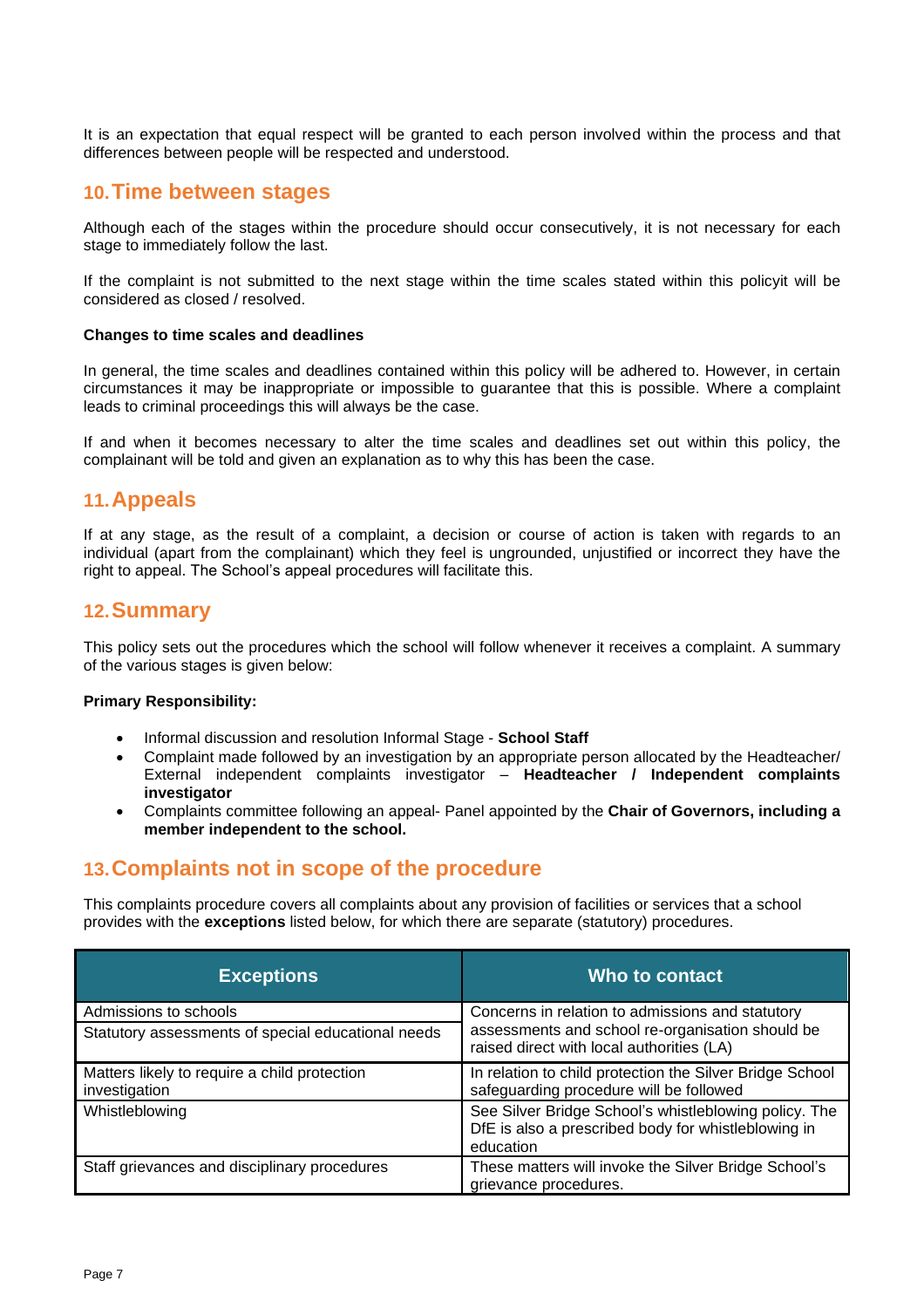It is an expectation that equal respect will be granted to each person involved within the process and that differences between people will be respected and understood.

## 10. Time between stages

Although each of the stages within the procedure should occur consecutively, it is not necessary for each stage to immediately follow the last.

If the complaint is not submitted to the next stage within the time scales stated within this policyit will be considered as closed / resolved.

**Changes to time scales and deadlines**

In general, the time scales and deadlines contained within this policy will be adhered to. However, in certain circumstances it may be inappropriate or impossible to guarantee that this is possible. Where a complaint leads to criminal proceedings this will always be the case.

If and when it becomes necessary to alter the time scales and deadlines set out within this policy, the complainant will be told and given an explanation as to why this has been the case.

## 11. Appeals

If at any stage, as the result of a complaint, a decision or course of action is taken with regards to an individual (apart from the complainant) which they feel is ungrounded, unjustified or incorrect they have the right to appeal. The School's appeal procedures will facilitate this.

## 12. Summary

This policy sets out the procedures which the school will follow whenever it receives a complaint. A summary of the various stages is given below:

**Primary Responsibility:**

- Informal discussion and resolution Informal Stage - **School Staff**
- Complaint made followed by an investigation by an appropriate person allocated by the Headteacher/ External independent complaints investigator – **Headteacher / Independent complaints investigator**
- Complaints committee following an appeal- Panel appointed by the **Chair of Governors, including a member independent to the school.**

## 13. Complaints not in scope of the procedure

This complaints procedure covers all complaints about any provision of facilities or services that a school provides with the **exceptions** listed below, for which there are separate (statutory) procedures.

| Exceptions | Who to contact |
|---|---|
| Admissions to schools<br>Statutory assessments of special educational needs | Concerns in relation to admissions and statutory assessments and school re-organisation should be raised direct with local authorities (LA) |
| Matters likely to require a child protection investigation | In relation to child protection the Silver Bridge School safeguarding procedure will be followed |
| Whistleblowing | See Silver Bridge School's whistleblowing policy. The DfE is also a prescribed body for whistleblowing in education |
| Staff grievances and disciplinary procedures | These matters will invoke the Silver Bridge School's grievance procedures. |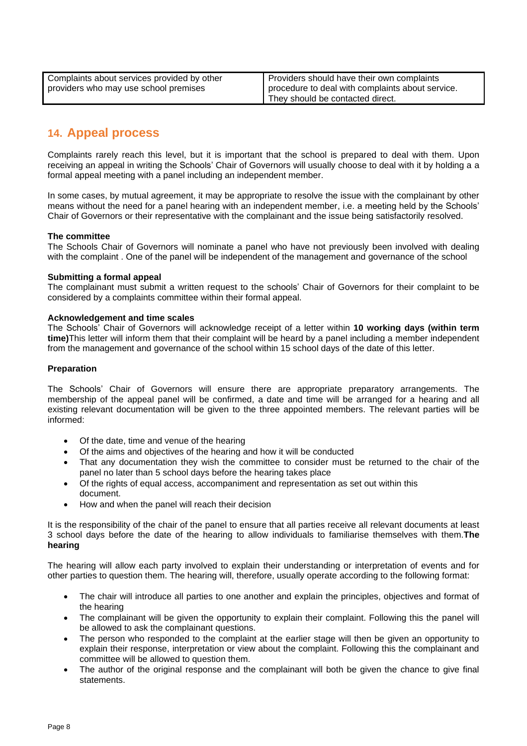| Complaints about services provided by other providers who may use school premises | Providers should have their own complaints procedure to deal with complaints about service. They should be contacted direct. |
|---|---|

## 14. Appeal process

Complaints rarely reach this level, but it is important that the school is prepared to deal with them. Upon receiving an appeal in writing the Schools' Chair of Governors will usually choose to deal with it by holding a a formal appeal meeting with a panel including an independent member.

In some cases, by mutual agreement, it may be appropriate to resolve the issue with the complainant by other means without the need for a panel hearing with an independent member, i.e. a meeting held by the Schools' Chair of Governors or their representative with the complainant and the issue being satisfactorily resolved.

**The committee**
The Schools Chair of Governors will nominate a panel who have not previously been involved with dealing with the complaint . One of the panel will be independent of the management and governance of the school

**Submitting a formal appeal**
The complainant must submit a written request to the schools' Chair of Governors for their complaint to be considered by a complaints committee within their formal appeal.

**Acknowledgement and time scales**
The Schools' Chair of Governors will acknowledge receipt of a letter within **10 working days (within term time)**This letter will inform them that their complaint will be heard by a panel including a member independent from the management and governance of the school within 15 school days of the date of this letter.

**Preparation**

The Schools' Chair of Governors will ensure there are appropriate preparatory arrangements. The membership of the appeal panel will be confirmed, a date and time will be arranged for a hearing and all existing relevant documentation will be given to the three appointed members. The relevant parties will be informed:

- Of the date, time and venue of the hearing
- Of the aims and objectives of the hearing and how it will be conducted
- That any documentation they wish the committee to consider must be returned to the chair of the panel no later than 5 school days before the hearing takes place
- Of the rights of equal access, accompaniment and representation as set out within this document.
- How and when the panel will reach their decision

It is the responsibility of the chair of the panel to ensure that all parties receive all relevant documents at least 3 school days before the date of the hearing to allow individuals to familiarise themselves with them.**The hearing**

The hearing will allow each party involved to explain their understanding or interpretation of events and for other parties to question them. The hearing will, therefore, usually operate according to the following format:

- The chair will introduce all parties to one another and explain the principles, objectives and format of the hearing
- The complainant will be given the opportunity to explain their complaint. Following this the panel will be allowed to ask the complainant questions.
- The person who responded to the complaint at the earlier stage will then be given an opportunity to explain their response, interpretation or view about the complaint. Following this the complainant and committee will be allowed to question them.
- The author of the original response and the complainant will both be given the chance to give final statements.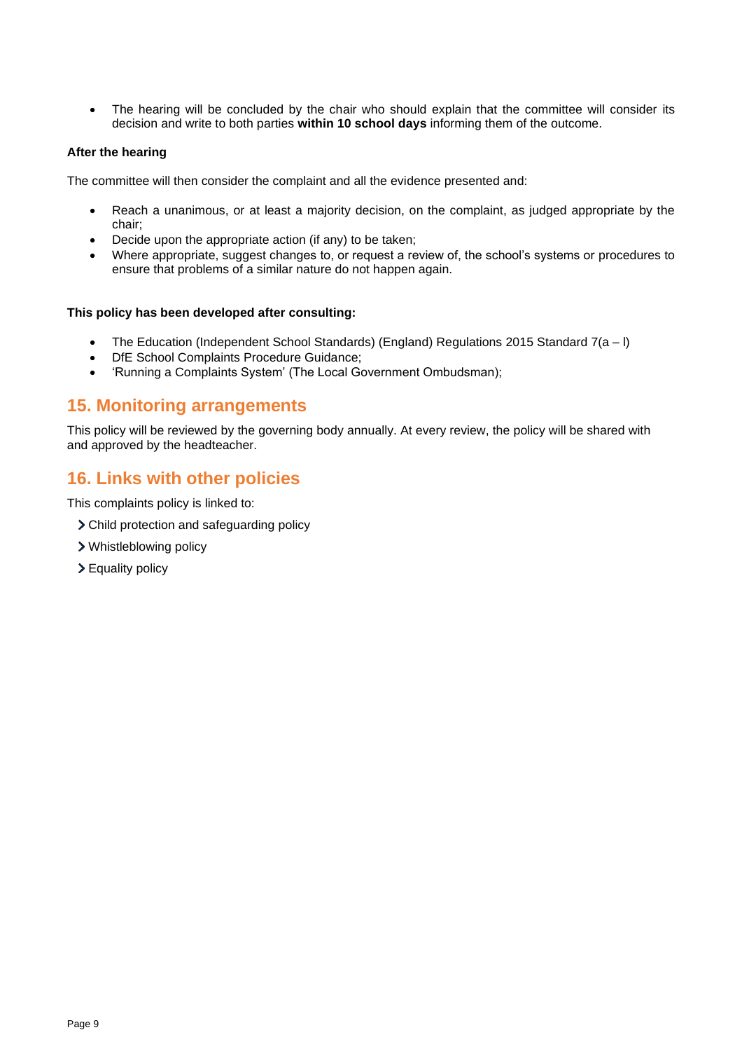- The hearing will be concluded by the chair who should explain that the committee will consider its decision and write to both parties **within 10 school days** informing them of the outcome.

**After the hearing**

The committee will then consider the complaint and all the evidence presented and:

- Reach a unanimous, or at least a majority decision, on the complaint, as judged appropriate by the chair;
- Decide upon the appropriate action (if any) to be taken;
- Where appropriate, suggest changes to, or request a review of, the school's systems or procedures to ensure that problems of a similar nature do not happen again.

**This policy has been developed after consulting:**

- The Education (Independent School Standards) (England) Regulations 2015 Standard 7(a – l)
- DfE School Complaints Procedure Guidance;
- 'Running a Complaints System' (The Local Government Ombudsman);

## 15. Monitoring arrangements

This policy will be reviewed by the governing body annually. At every review, the policy will be shared with and approved by the headteacher.

## 16. Links with other policies

This complaints policy is linked to:

- Child protection and safeguarding policy
- Whistleblowing policy
- Equality policy